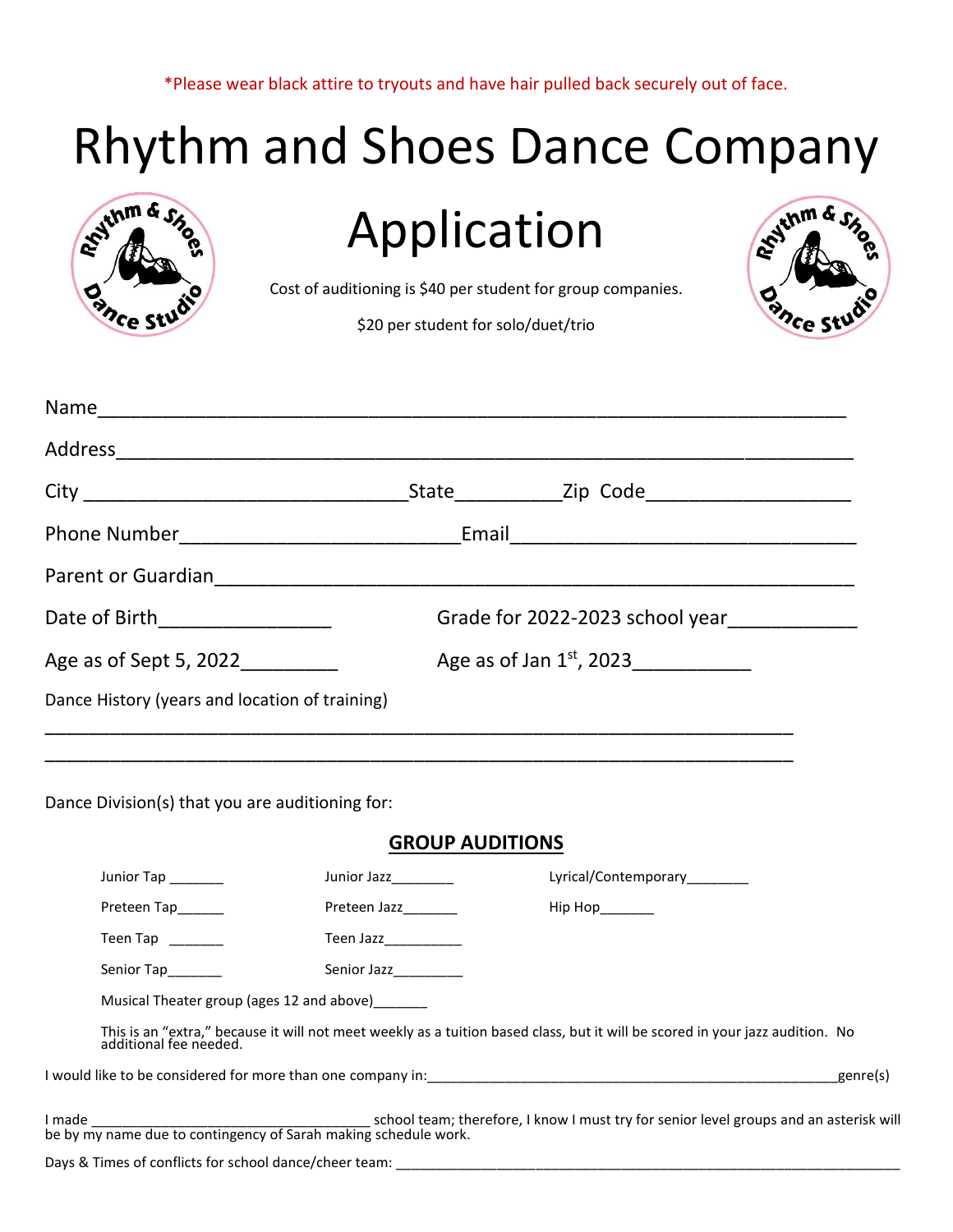*Please wear black attire to tryouts and have hair pulled back securely out of face.

# Rhythm and Shoes Dance Company

# Application

Cost of auditioning is $40 per student for group companies.

$20 per student for solo/duet/trio

Name___________________________________________________________________

Address_________________________________________________________________

City ______________________________State_________Zip Code__________________

Phone Number_________________________Email________________________________

Parent or Guardian______________________________________________________

Date of Birth________________ Grade for 2022-2023 school year___________

Age as of Sept 5, 2022_________ Age as of Jan 1st, 2023__________

Dance History (years and location of training)

______________________________________________________________________

______________________________________________________________________

Dance Division(s) that you are auditioning for:

## GROUP AUDITIONS

Junior Tap _______ Junior Jazz________ Lyrical/Contemporary________

Preteen Tap______ Preteen Jazz_______ Hip Hop_______

Teen Tap _______ Teen Jazz__________

Senior Tap_______ Senior Jazz_________

Musical Theater group (ages 12 and above)_______

This is an "extra," because it will not meet weekly as a tuition based class, but it will be scored in your jazz audition. No additional fee needed.

I would like to be considered for more than one company in:_______________________________________genre(s)

I made ___________________________ school team; therefore, I know I must try for senior level groups and an asterisk will be by my name due to contingency of Sarah making schedule work.

Days & Times of conflicts for school dance/cheer team: ________________________________________________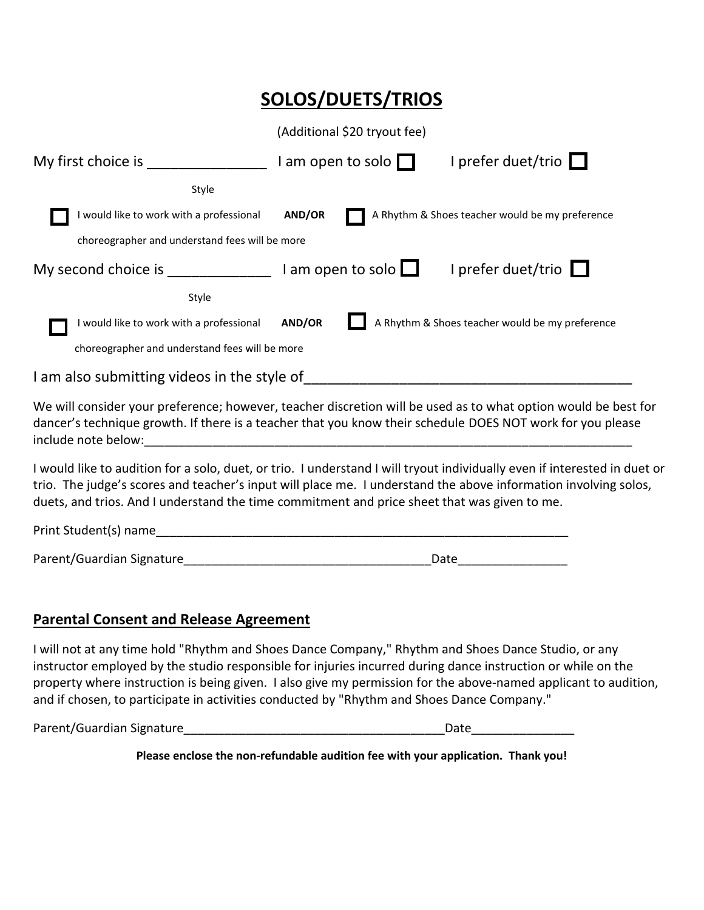# SOLOS/DUETS/TRIOS

(Additional $20 tryout fee)

My first choice is _______________ I am open to solo ☐ I prefer duet/trio ☐

Style

☐ I would like to work with a professional choreographer and understand fees will be more **AND/OR** ☐ A Rhythm & Shoes teacher would be my preference

My second choice is _____________ I am open to solo ☐ I prefer duet/trio ☐

Style

☐ I would like to work with a professional choreographer and understand fees will be more **AND/OR** ☐ A Rhythm & Shoes teacher would be my preference

I am also submitting videos in the style of___________________________________________

We will consider your preference; however, teacher discretion will be used as to what option would be best for dancer's technique growth. If there is a teacher that you know their schedule DOES NOT work for you please include note below:___________________________________________________________________________

I would like to audition for a solo, duet, or trio. I understand I will tryout individually even if interested in duet or trio. The judge's scores and teacher's input will place me. I understand the above information involving solos, duets, and trios. And I understand the time commitment and price sheet that was given to me.

Print Student(s) name_______________________________________________________________

Parent/Guardian Signature____________________________________Date________________

## Parental Consent and Release Agreement

I will not at any time hold "Rhythm and Shoes Dance Company," Rhythm and Shoes Dance Studio, or any instructor employed by the studio responsible for injuries incurred during dance instruction or while on the property where instruction is being given. I also give my permission for the above-named applicant to audition, and if chosen, to participate in activities conducted by "Rhythm and Shoes Dance Company."

Parent/Guardian Signature_______________________________________Date_______________

**Please enclose the non-refundable audition fee with your application. Thank you!**